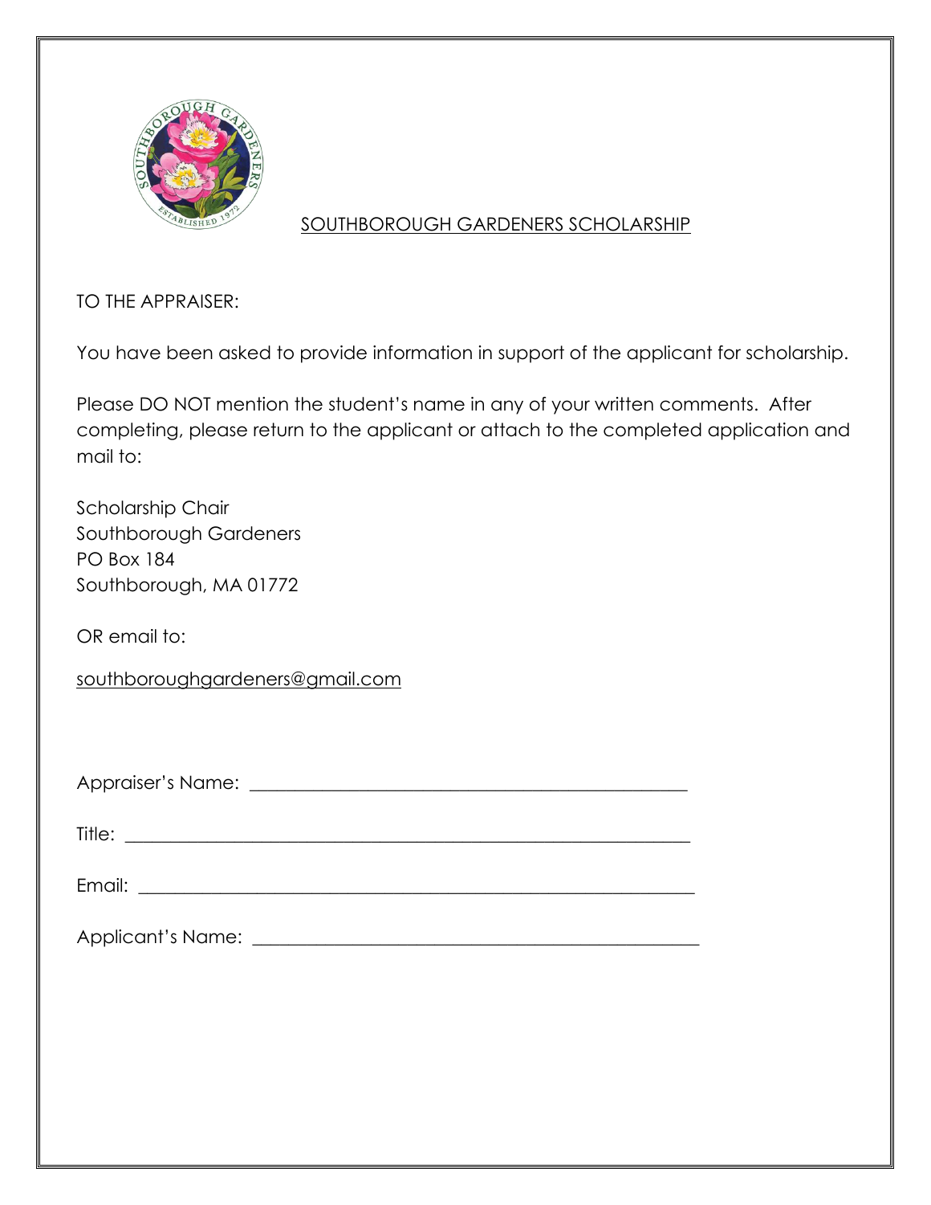# SOUTHBOROUGH GARDENERS SCHOLARSHIP

TO THE APPRAISER:

You have been asked to provide information in support of the applicant for scholarship.

Please DO NOT mention the student's name in any of your written comments. After completing, please return to the applicant or attach to the completed application and mail to:

Scholarship Chair
Southborough Gardeners
PO Box 184
Southborough, MA 01772

OR email to:

southboroughgardeners@gmail.com

Appraiser's Name: _______________________________________________

Title: _______________________________________________________________

Email: ______________________________________________________________

Applicant's Name: _______________________________________________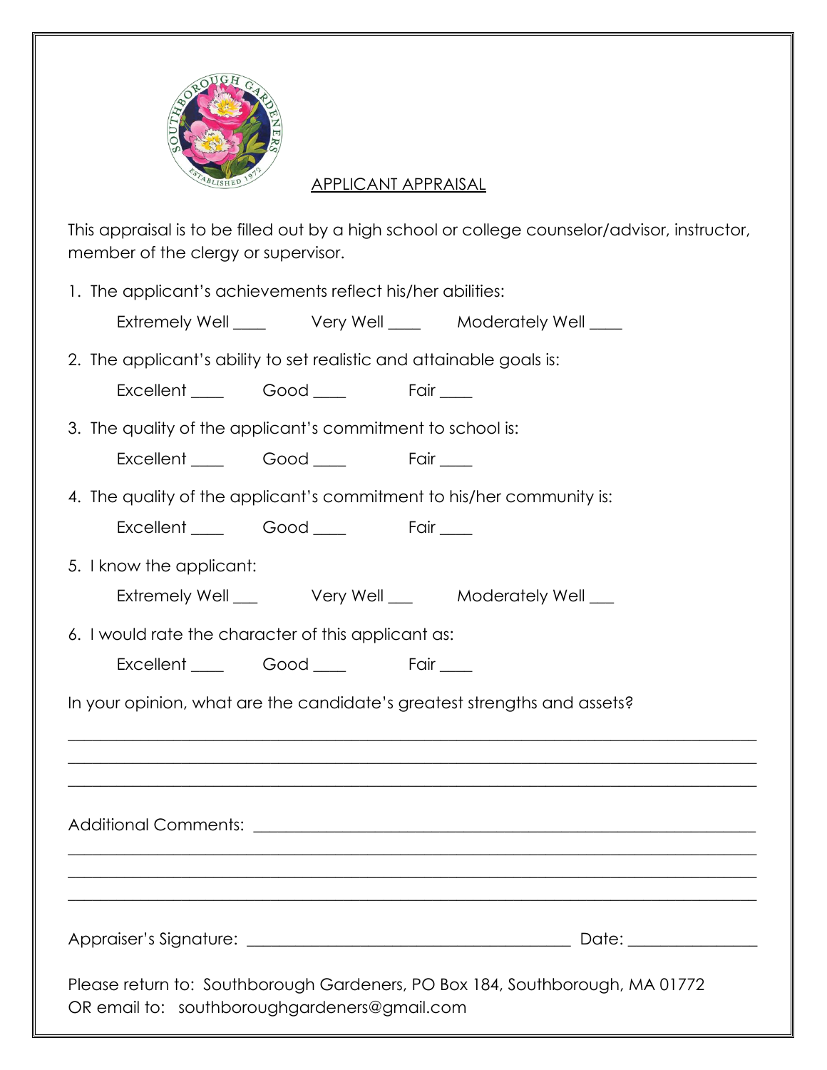## APPLICANT APPRAISAL

This appraisal is to be filled out by a high school or college counselor/advisor, instructor, member of the clergy or supervisor.

1. The applicant's achievements reflect his/her abilities:

   Extremely Well ____ Very Well ____ Moderately Well ____

2. The applicant's ability to set realistic and attainable goals is:

   Excellent ____ Good ____ Fair ____

3. The quality of the applicant's commitment to school is:

   Excellent ____ Good ____ Fair ____

4. The quality of the applicant's commitment to his/her community is:

   Excellent ____ Good ____ Fair ____

5. I know the applicant:

   Extremely Well ___ Very Well ___ Moderately Well ___

6. I would rate the character of this applicant as:

   Excellent ____ Good ____ Fair ____

In your opinion, what are the candidate's greatest strengths and assets?

________________________________________________________________________________

________________________________________________________________________________

________________________________________________________________________________

Additional Comments: ____________________________________________________________

________________________________________________________________________________

________________________________________________________________________________

________________________________________________________________________________

Appraiser's Signature: _______________________________________ Date: _______________

Please return to: Southborough Gardeners, PO Box 184, Southborough, MA 01772
OR email to: southboroughgardeners@gmail.com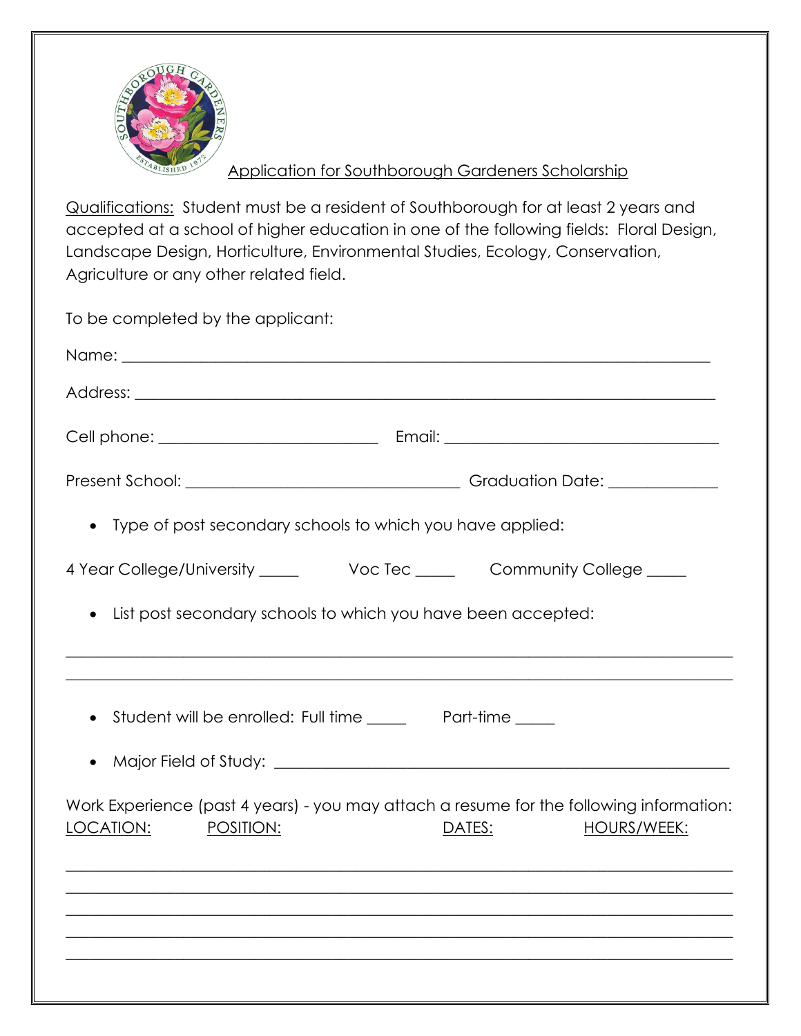Application for Southborough Gardeners Scholarship

Qualifications: Student must be a resident of Southborough for at least 2 years and accepted at a school of higher education in one of the following fields: Floral Design, Landscape Design, Horticulture, Environmental Studies, Ecology, Conservation, Agriculture or any other related field.

To be completed by the applicant:

Name: ___________________________________________________________________________

Address: _________________________________________________________________________

Cell phone: ___________________________ Email: ___________________________________

Present School: ___________________________________ Graduation Date: _____________

- Type of post secondary schools to which you have applied:

4 Year College/University _____ Voc Tec _____ Community College _____

- List post secondary schools to which you have been accepted:

_____________________________________________________________________________________

_____________________________________________________________________________________

- Student will be enrolled: Full time _____ Part-time _____
- Major Field of Study: _________________________________________________________

Work Experience (past 4 years) - you may attach a resume for the following information:

LOCATION: POSITION: DATES: HOURS/WEEK:

_____________________________________________________________________________________

_____________________________________________________________________________________

_____________________________________________________________________________________

_____________________________________________________________________________________

_____________________________________________________________________________________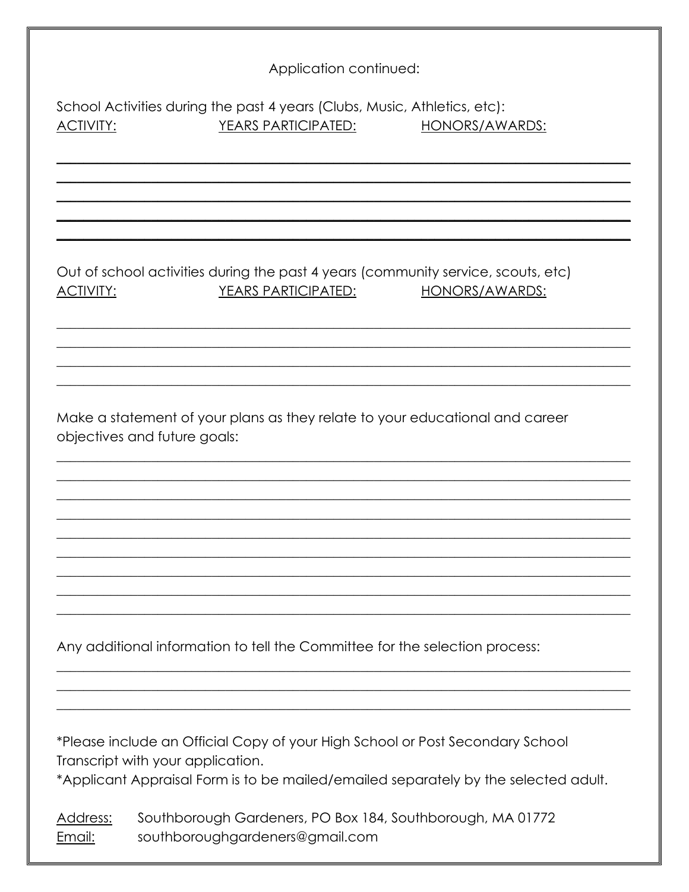Application continued:

School Activities during the past 4 years (Clubs, Music, Athletics, etc):

| ACTIVITY: | YEARS PARTICIPATED: | HONORS/AWARDS: |
| --- | --- | --- |
| | | |
| | | |
| | | |
| | | |
| | | |

Out of school activities during the past 4 years (community service, scouts, etc)

| ACTIVITY: | YEARS PARTICIPATED: | HONORS/AWARDS: |
| --- | --- | --- |
| | | |
| | | |
| | | |
| | | |

Make a statement of your plans as they relate to your educational and career objectives and future goals:

\_\_\_\_\_\_\_\_\_\_\_\_\_\_\_\_\_\_\_\_\_\_\_\_\_\_\_\_\_\_\_\_\_\_\_\_\_\_\_\_\_\_\_\_\_\_\_\_\_\_\_\_\_\_\_\_\_\_\_\_\_\_\_\_\_\_\_\_\_\_\_\_\_\_\_\_

\_\_\_\_\_\_\_\_\_\_\_\_\_\_\_\_\_\_\_\_\_\_\_\_\_\_\_\_\_\_\_\_\_\_\_\_\_\_\_\_\_\_\_\_\_\_\_\_\_\_\_\_\_\_\_\_\_\_\_\_\_\_\_\_\_\_\_\_\_\_\_\_\_\_\_\_

\_\_\_\_\_\_\_\_\_\_\_\_\_\_\_\_\_\_\_\_\_\_\_\_\_\_\_\_\_\_\_\_\_\_\_\_\_\_\_\_\_\_\_\_\_\_\_\_\_\_\_\_\_\_\_\_\_\_\_\_\_\_\_\_\_\_\_\_\_\_\_\_\_\_\_\_

\_\_\_\_\_\_\_\_\_\_\_\_\_\_\_\_\_\_\_\_\_\_\_\_\_\_\_\_\_\_\_\_\_\_\_\_\_\_\_\_\_\_\_\_\_\_\_\_\_\_\_\_\_\_\_\_\_\_\_\_\_\_\_\_\_\_\_\_\_\_\_\_\_\_\_\_

\_\_\_\_\_\_\_\_\_\_\_\_\_\_\_\_\_\_\_\_\_\_\_\_\_\_\_\_\_\_\_\_\_\_\_\_\_\_\_\_\_\_\_\_\_\_\_\_\_\_\_\_\_\_\_\_\_\_\_\_\_\_\_\_\_\_\_\_\_\_\_\_\_\_\_\_

\_\_\_\_\_\_\_\_\_\_\_\_\_\_\_\_\_\_\_\_\_\_\_\_\_\_\_\_\_\_\_\_\_\_\_\_\_\_\_\_\_\_\_\_\_\_\_\_\_\_\_\_\_\_\_\_\_\_\_\_\_\_\_\_\_\_\_\_\_\_\_\_\_\_\_\_

\_\_\_\_\_\_\_\_\_\_\_\_\_\_\_\_\_\_\_\_\_\_\_\_\_\_\_\_\_\_\_\_\_\_\_\_\_\_\_\_\_\_\_\_\_\_\_\_\_\_\_\_\_\_\_\_\_\_\_\_\_\_\_\_\_\_\_\_\_\_\_\_\_\_\_\_

\_\_\_\_\_\_\_\_\_\_\_\_\_\_\_\_\_\_\_\_\_\_\_\_\_\_\_\_\_\_\_\_\_\_\_\_\_\_\_\_\_\_\_\_\_\_\_\_\_\_\_\_\_\_\_\_\_\_\_\_\_\_\_\_\_\_\_\_\_\_\_\_\_\_\_\_

\_\_\_\_\_\_\_\_\_\_\_\_\_\_\_\_\_\_\_\_\_\_\_\_\_\_\_\_\_\_\_\_\_\_\_\_\_\_\_\_\_\_\_\_\_\_\_\_\_\_\_\_\_\_\_\_\_\_\_\_\_\_\_\_\_\_\_\_\_\_\_\_\_\_\_\_

Any additional information to tell the Committee for the selection process:

\_\_\_\_\_\_\_\_\_\_\_\_\_\_\_\_\_\_\_\_\_\_\_\_\_\_\_\_\_\_\_\_\_\_\_\_\_\_\_\_\_\_\_\_\_\_\_\_\_\_\_\_\_\_\_\_\_\_\_\_\_\_\_\_\_\_\_\_\_\_\_\_\_\_\_\_

\_\_\_\_\_\_\_\_\_\_\_\_\_\_\_\_\_\_\_\_\_\_\_\_\_\_\_\_\_\_\_\_\_\_\_\_\_\_\_\_\_\_\_\_\_\_\_\_\_\_\_\_\_\_\_\_\_\_\_\_\_\_\_\_\_\_\_\_\_\_\_\_\_\_\_\_

\_\_\_\_\_\_\_\_\_\_\_\_\_\_\_\_\_\_\_\_\_\_\_\_\_\_\_\_\_\_\_\_\_\_\_\_\_\_\_\_\_\_\_\_\_\_\_\_\_\_\_\_\_\_\_\_\_\_\_\_\_\_\_\_\_\_\_\_\_\_\_\_\_\_\_\_

*Please include an Official Copy of your High School or Post Secondary School Transcript with your application.

*Applicant Appraisal Form is to be mailed/emailed separately by the selected adult.

Address: Southborough Gardeners, PO Box 184, Southborough, MA 01772

Email: southboroughgardeners@gmail.com